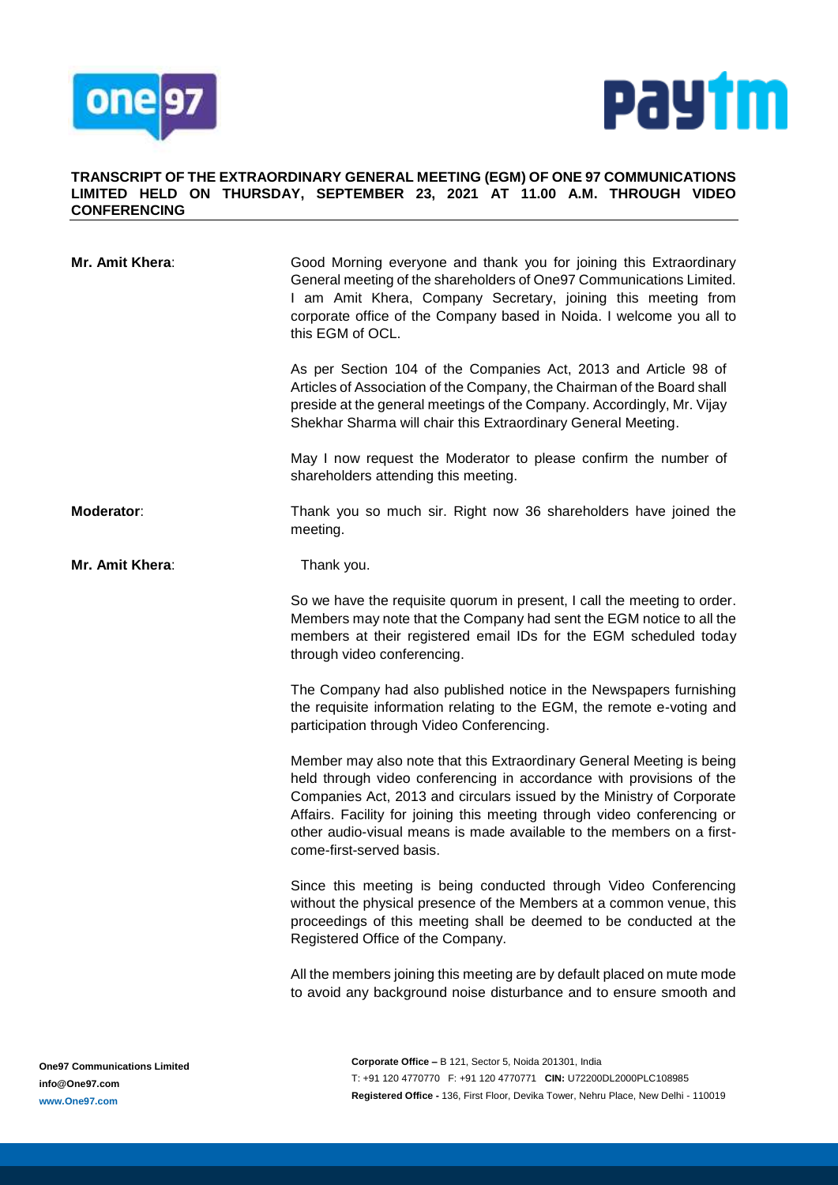**TRANSCRIPT OF THE EXTRAORDINARY GENERAL MEETING (EGM) OF ONE 97 COMMUNICATIONS LIMITED HELD ON THURSDAY, SEPTEMBER 23, 2021 AT 11.00 A.M. THROUGH VIDEO CONFERENCING**

**Mr. Amit Khera**: Good Morning everyone and thank you for joining this Extraordinary General meeting of the shareholders of One97 Communications Limited. I am Amit Khera, Company Secretary, joining this meeting from corporate office of the Company based in Noida. I welcome you all to this EGM of OCL.

As per Section 104 of the Companies Act, 2013 and Article 98 of Articles of Association of the Company, the Chairman of the Board shall preside at the general meetings of the Company. Accordingly, Mr. Vijay Shekhar Sharma will chair this Extraordinary General Meeting.

May I now request the Moderator to please confirm the number of shareholders attending this meeting.

**Moderator**: Thank you so much sir. Right now 36 shareholders have joined the meeting.

**Mr. Amit Khera**: Thank you.

So we have the requisite quorum in present, I call the meeting to order. Members may note that the Company had sent the EGM notice to all the members at their registered email IDs for the EGM scheduled today through video conferencing.

The Company had also published notice in the Newspapers furnishing the requisite information relating to the EGM, the remote e-voting and participation through Video Conferencing.

Member may also note that this Extraordinary General Meeting is being held through video conferencing in accordance with provisions of the Companies Act, 2013 and circulars issued by the Ministry of Corporate Affairs. Facility for joining this meeting through video conferencing or other audio-visual means is made available to the members on a first-come-first-served basis.

Since this meeting is being conducted through Video Conferencing without the physical presence of the Members at a common venue, this proceedings of this meeting shall be deemed to be conducted at the Registered Office of the Company.

All the members joining this meeting are by default placed on mute mode to avoid any background noise disturbance and to ensure smooth and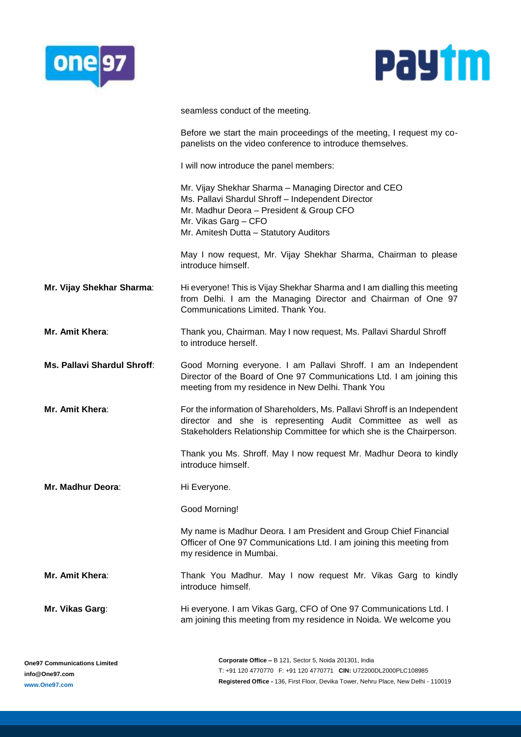seamless conduct of the meeting.

Before we start the main proceedings of the meeting, I request my co-panelists on the video conference to introduce themselves.

I will now introduce the panel members:

Mr. Vijay Shekhar Sharma – Managing Director and CEO
Ms. Pallavi Shardul Shroff – Independent Director
Mr. Madhur Deora – President & Group CFO
Mr. Vikas Garg – CFO
Mr. Amitesh Dutta – Statutory Auditors

May I now request, Mr. Vijay Shekhar Sharma, Chairman to please introduce himself.

**Mr. Vijay Shekhar Sharma**: Hi everyone! This is Vijay Shekhar Sharma and I am dialling this meeting from Delhi. I am the Managing Director and Chairman of One 97 Communications Limited. Thank You.

**Mr. Amit Khera**: Thank you, Chairman. May I now request, Ms. Pallavi Shardul Shroff to introduce herself.

**Ms. Pallavi Shardul Shroff**: Good Morning everyone. I am Pallavi Shroff. I am an Independent Director of the Board of One 97 Communications Ltd. I am joining this meeting from my residence in New Delhi. Thank You

**Mr. Amit Khera**: For the information of Shareholders, Ms. Pallavi Shroff is an Independent director and she is representing Audit Committee as well as Stakeholders Relationship Committee for which she is the Chairperson.

Thank you Ms. Shroff. May I now request Mr. Madhur Deora to kindly introduce himself.

**Mr. Madhur Deora**: Hi Everyone.

Good Morning!

My name is Madhur Deora. I am President and Group Chief Financial Officer of One 97 Communications Ltd. I am joining this meeting from my residence in Mumbai.

**Mr. Amit Khera**: Thank You Madhur. May I now request Mr. Vikas Garg to kindly introduce himself.

**Mr. Vikas Garg**: Hi everyone. I am Vikas Garg, CFO of One 97 Communications Ltd. I am joining this meeting from my residence in Noida. We welcome you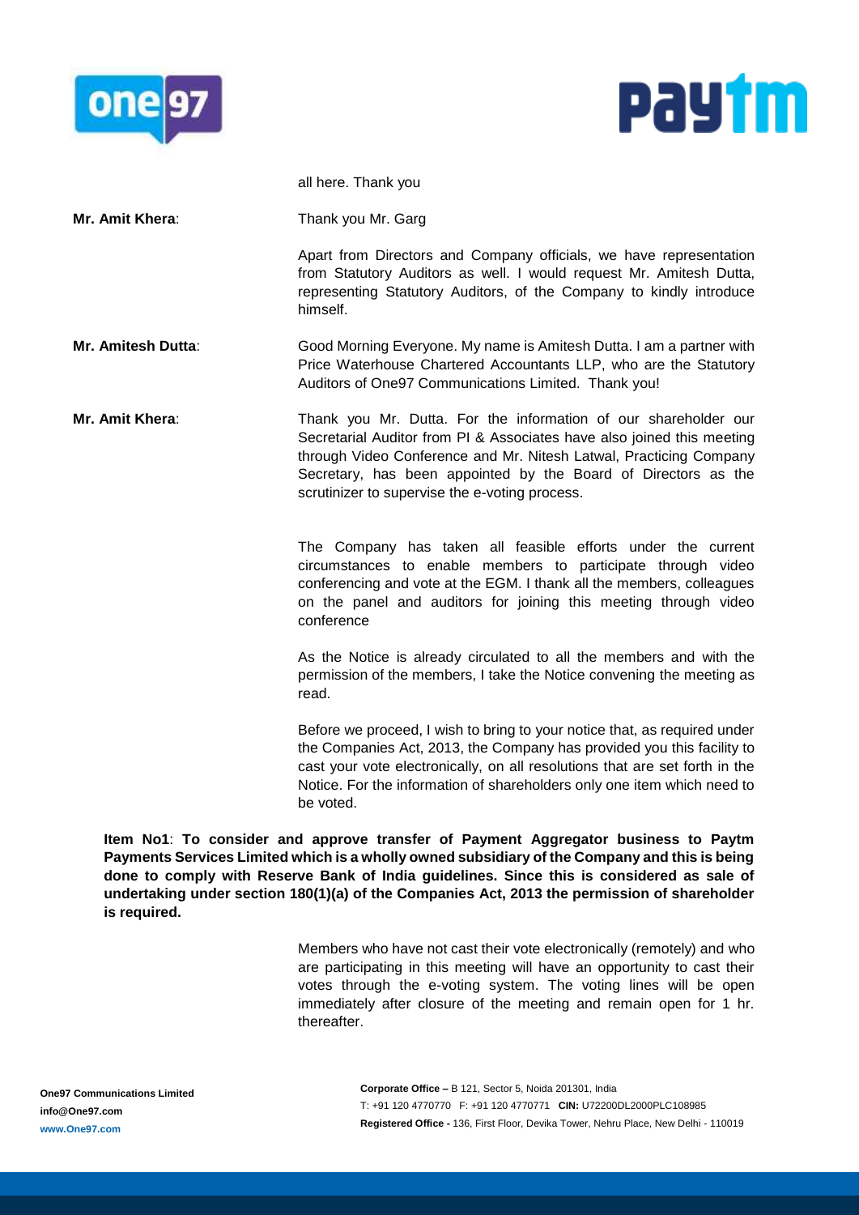all here. Thank you

**Mr. Amit Khera**: Thank you Mr. Garg

Apart from Directors and Company officials, we have representation from Statutory Auditors as well. I would request Mr. Amitesh Dutta, representing Statutory Auditors, of the Company to kindly introduce himself.

**Mr. Amitesh Dutta**: Good Morning Everyone. My name is Amitesh Dutta. I am a partner with Price Waterhouse Chartered Accountants LLP, who are the Statutory Auditors of One97 Communications Limited. Thank you!

**Mr. Amit Khera**: Thank you Mr. Dutta. For the information of our shareholder our Secretarial Auditor from PI & Associates have also joined this meeting through Video Conference and Mr. Nitesh Latwal, Practicing Company Secretary, has been appointed by the Board of Directors as the scrutinizer to supervise the e-voting process.

The Company has taken all feasible efforts under the current circumstances to enable members to participate through video conferencing and vote at the EGM. I thank all the members, colleagues on the panel and auditors for joining this meeting through video conference

As the Notice is already circulated to all the members and with the permission of the members, I take the Notice convening the meeting as read.

Before we proceed, I wish to bring to your notice that, as required under the Companies Act, 2013, the Company has provided you this facility to cast your vote electronically, on all resolutions that are set forth in the Notice. For the information of shareholders only one item which need to be voted.

**Item No1**: **To consider and approve transfer of Payment Aggregator business to Paytm Payments Services Limited which is a wholly owned subsidiary of the Company and this is being done to comply with Reserve Bank of India guidelines. Since this is considered as sale of undertaking under section 180(1)(a) of the Companies Act, 2013 the permission of shareholder is required.**

Members who have not cast their vote electronically (remotely) and who are participating in this meeting will have an opportunity to cast their votes through the e-voting system. The voting lines will be open immediately after closure of the meeting and remain open for 1 hr. thereafter.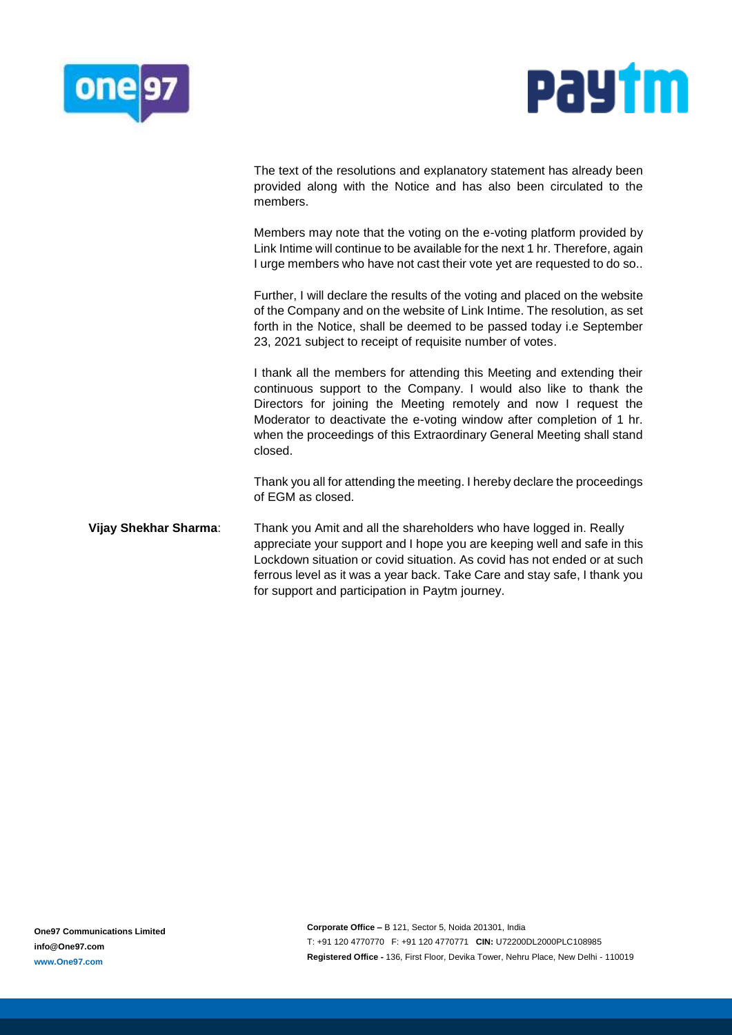The text of the resolutions and explanatory statement has already been provided along with the Notice and has also been circulated to the members.

Members may note that the voting on the e-voting platform provided by Link Intime will continue to be available for the next 1 hr. Therefore, again I urge members who have not cast their vote yet are requested to do so..

Further, I will declare the results of the voting and placed on the website of the Company and on the website of Link Intime. The resolution, as set forth in the Notice, shall be deemed to be passed today i.e September 23, 2021 subject to receipt of requisite number of votes.

I thank all the members for attending this Meeting and extending their continuous support to the Company. I would also like to thank the Directors for joining the Meeting remotely and now I request the Moderator to deactivate the e-voting window after completion of 1 hr. when the proceedings of this Extraordinary General Meeting shall stand closed.

Thank you all for attending the meeting. I hereby declare the proceedings of EGM as closed.

**Vijay Shekhar Sharma**: Thank you Amit and all the shareholders who have logged in. Really appreciate your support and I hope you are keeping well and safe in this Lockdown situation or covid situation. As covid has not ended or at such ferrous level as it was a year back. Take Care and stay safe, I thank you for support and participation in Paytm journey.